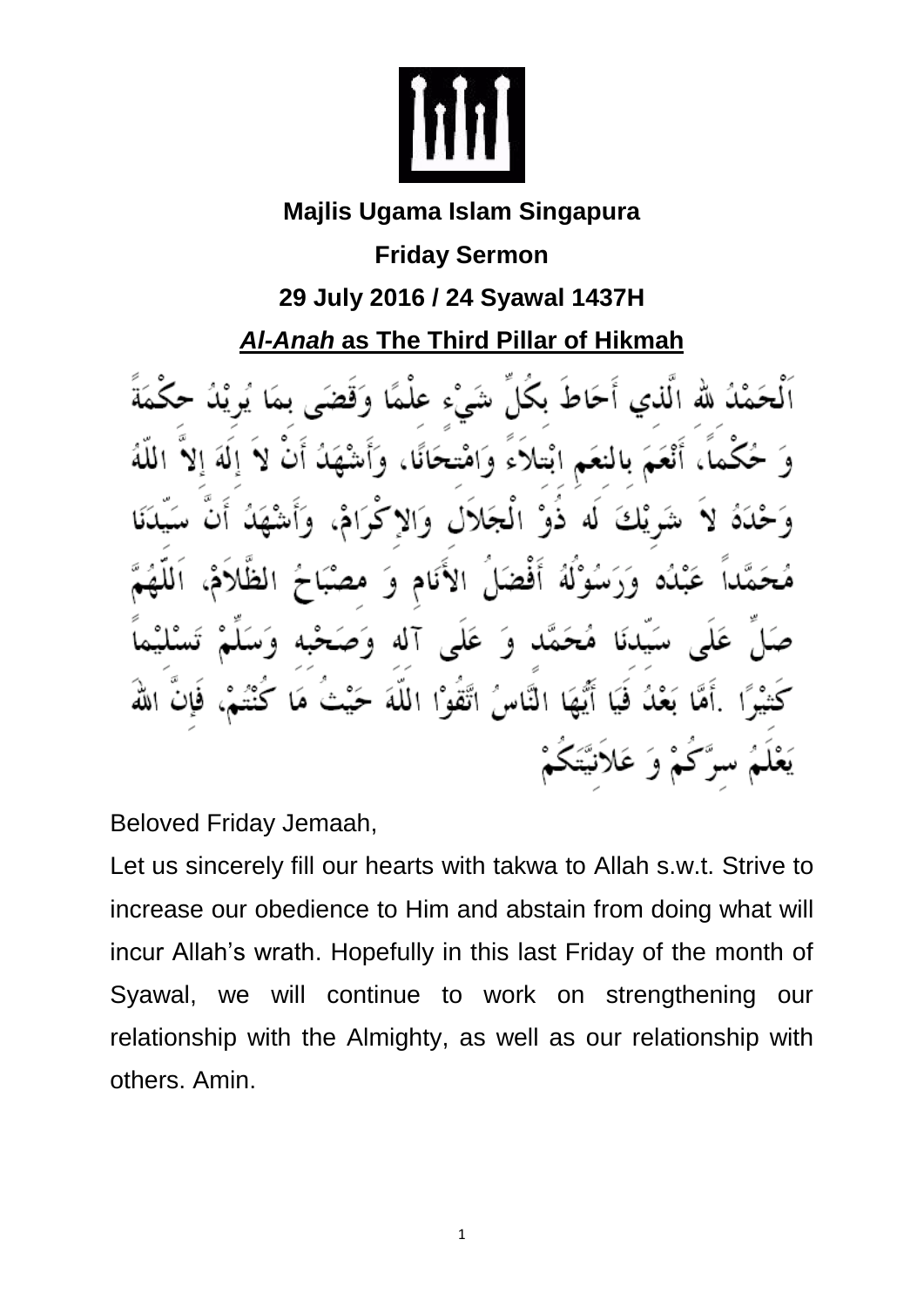**Majlis Ugama Islam Singapura**

**Friday Sermon**

**29 July 2016 / 24 Syawal 1437H**

***Al-Anah* as The Third Pillar of Hikmah**

اَلْحَمْدُ للهِ الَّذِي أَحَاطَ بِكُلِّ شَيْءٍ عِلْمًا وَقَضَى بِمَا يُرِيْدُ حِكْمَةً وَ حُكْماً، أَنْعَمَ بِالنِعَمِ ابْتِلاَءً وَامْتِحَانًا، وَأَشْهَدُ أَنْ لاَ إِلَهَ إِلاَّ اللّهُ وَحْدَهُ لاَ شَرِيْكَ لَه ذُوْ الْجَلاَلِ وَالإِكْرَامْ، وَأَشْهَدُ أَنَّ سَيِّدَنَا مُحَمَّداً عَبْدُه وَرَسُوْلُهُ أَفْضَلُ الأَنَامِ وَ مِصْبَاحُ الظَّلاَمْ، اَللّهُمَّ صَلِّ عَلَى سَيِّدِنَا مُحَمَّدٍ وَ عَلَى آلِه وَصَحْبِه وَسَلِّمْ تَسْلِيْماً كَثِيْرًا .أَمَّا بَعْدُ فَيَا أَيُّهَا النَّاسُ اتَّقُوْا اللّهَ حَيْثُ مَا كُنْتُمْ، فَإِنَّ اللهَ يَعْلَمُ سِرَّكُمْ وَ عَلاَنِيَّتَكُمْ

Beloved Friday Jemaah,

Let us sincerely fill our hearts with takwa to Allah s.w.t. Strive to increase our obedience to Him and abstain from doing what will incur Allah's wrath. Hopefully in this last Friday of the month of Syawal, we will continue to work on strengthening our relationship with the Almighty, as well as our relationship with others. Amin.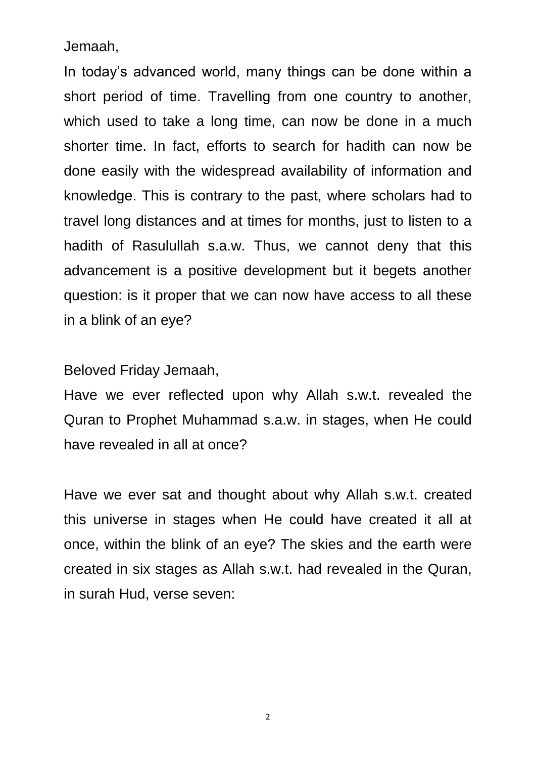Jemaah,

In today's advanced world, many things can be done within a short period of time. Travelling from one country to another, which used to take a long time, can now be done in a much shorter time. In fact, efforts to search for hadith can now be done easily with the widespread availability of information and knowledge. This is contrary to the past, where scholars had to travel long distances and at times for months, just to listen to a hadith of Rasulullah s.a.w. Thus, we cannot deny that this advancement is a positive development but it begets another question: is it proper that we can now have access to all these in a blink of an eye?

Beloved Friday Jemaah,

Have we ever reflected upon why Allah s.w.t. revealed the Quran to Prophet Muhammad s.a.w. in stages, when He could have revealed in all at once?

Have we ever sat and thought about why Allah s.w.t. created this universe in stages when He could have created it all at once, within the blink of an eye? The skies and the earth were created in six stages as Allah s.w.t. had revealed in the Quran, in surah Hud, verse seven: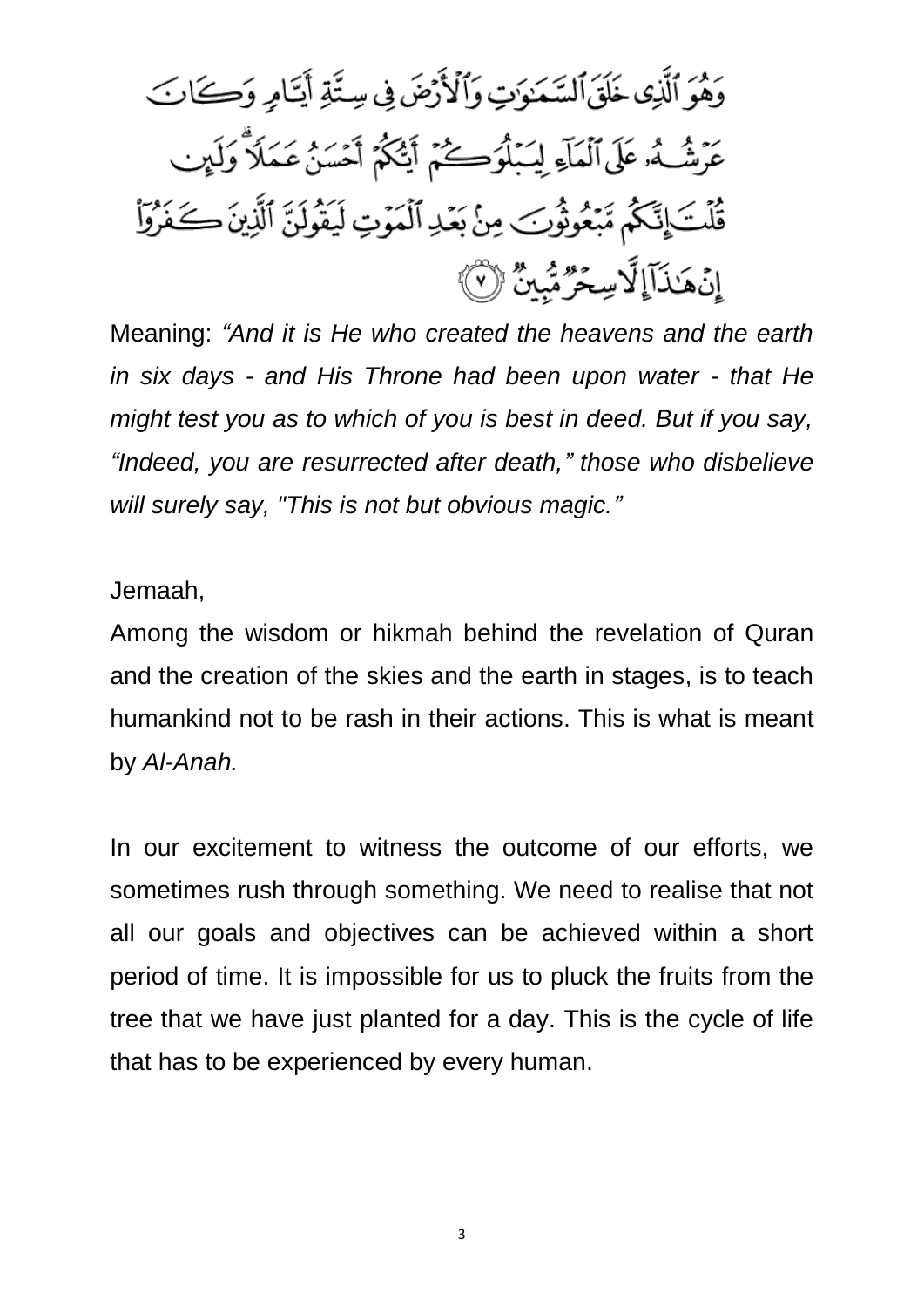وَهُوَ ٱلَّذِى خَلَقَ ٱلسَّمَـٰوَٰتِ وَٱلْأَرْضَ فِى سِتَّةِ أَيَّامٍ وَكَانَ عَرْشُهُۥ عَلَى ٱلْمَآءِ لِيَبْلُوَكُمْ أَيُّكُمْ أَحْسَنُ عَمَلًا ۗ وَلَئِن قُلْتَ إِنَّكُم مَّبْعُوثُونَ مِنۢ بَعْدِ ٱلْمَوْتِ لَيَقُولَنَّ ٱلَّذِينَ كَفَرُوٓا۟ إِنْ هَـٰذَآ إِلَّا سِحْرٌ مُّبِينٌ ﴿٧﴾

Meaning: *"And it is He who created the heavens and the earth in six days - and His Throne had been upon water - that He might test you as to which of you is best in deed. But if you say, "Indeed, you are resurrected after death," those who disbelieve will surely say, "This is not but obvious magic."*

Jemaah,

Among the wisdom or hikmah behind the revelation of Quran and the creation of the skies and the earth in stages, is to teach humankind not to be rash in their actions. This is what is meant by *Al-Anah.*

In our excitement to witness the outcome of our efforts, we sometimes rush through something. We need to realise that not all our goals and objectives can be achieved within a short period of time. It is impossible for us to pluck the fruits from the tree that we have just planted for a day. This is the cycle of life that has to be experienced by every human.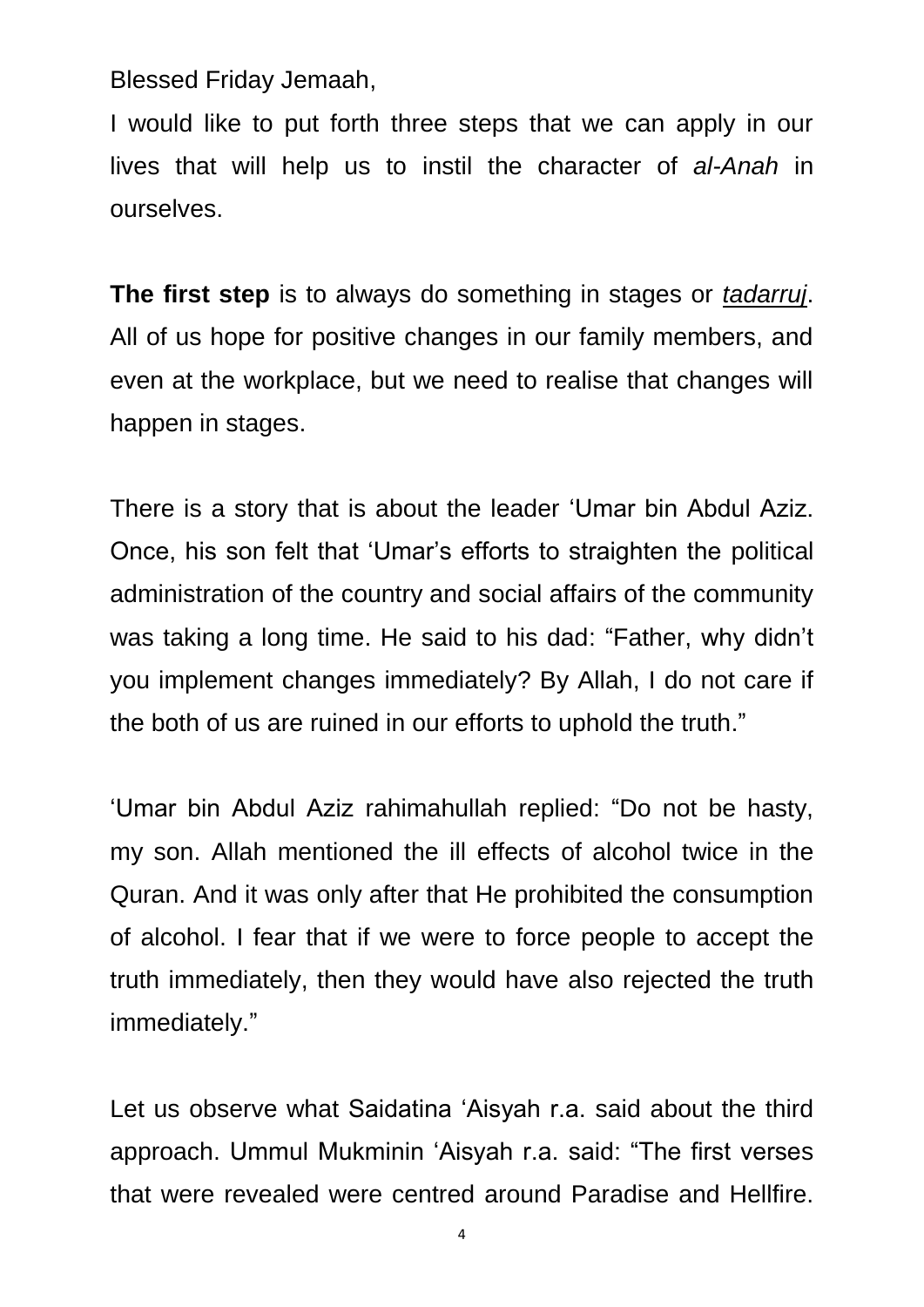Blessed Friday Jemaah,

I would like to put forth three steps that we can apply in our lives that will help us to instil the character of *al-Anah* in ourselves.

**The first step** is to always do something in stages or *tadarruj*. All of us hope for positive changes in our family members, and even at the workplace, but we need to realise that changes will happen in stages.

There is a story that is about the leader 'Umar bin Abdul Aziz. Once, his son felt that 'Umar's efforts to straighten the political administration of the country and social affairs of the community was taking a long time. He said to his dad: "Father, why didn't you implement changes immediately? By Allah, I do not care if the both of us are ruined in our efforts to uphold the truth."

'Umar bin Abdul Aziz rahimahullah replied: "Do not be hasty, my son. Allah mentioned the ill effects of alcohol twice in the Quran. And it was only after that He prohibited the consumption of alcohol. I fear that if we were to force people to accept the truth immediately, then they would have also rejected the truth immediately."

Let us observe what Saidatina 'Aisyah r.a. said about the third approach. Ummul Mukminin 'Aisyah r.a. said: "The first verses that were revealed were centred around Paradise and Hellfire.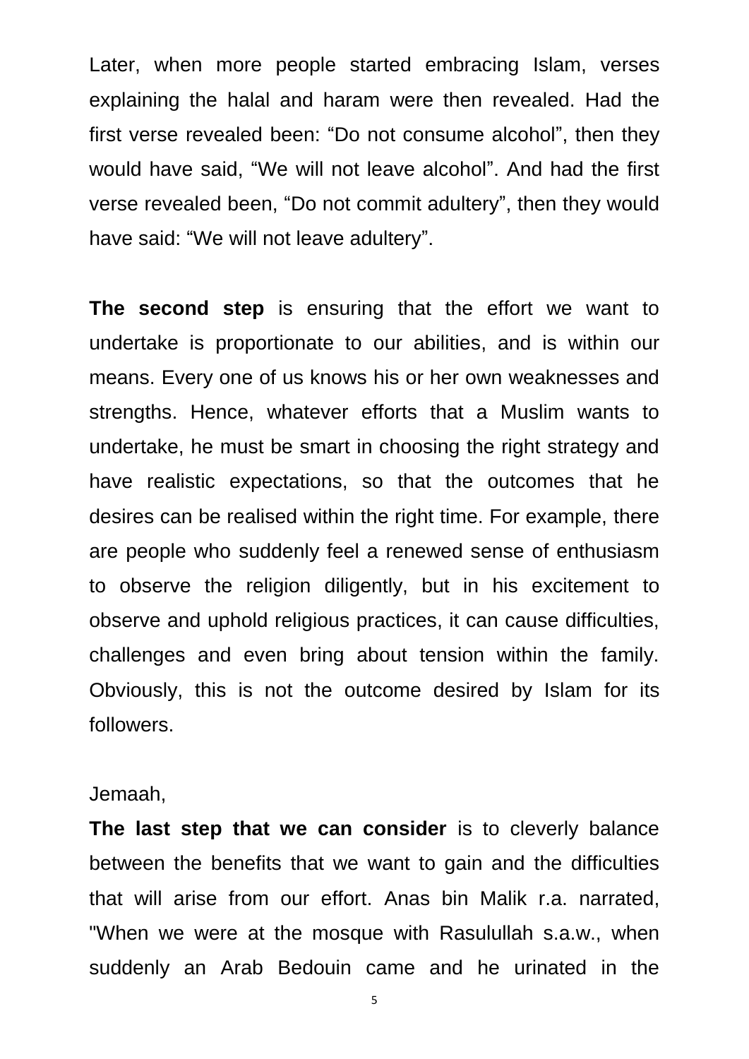Later, when more people started embracing Islam, verses explaining the halal and haram were then revealed. Had the first verse revealed been: “Do not consume alcohol”, then they would have said, “We will not leave alcohol”. And had the first verse revealed been, “Do not commit adultery”, then they would have said: “We will not leave adultery”.

**The second step** is ensuring that the effort we want to undertake is proportionate to our abilities, and is within our means. Every one of us knows his or her own weaknesses and strengths. Hence, whatever efforts that a Muslim wants to undertake, he must be smart in choosing the right strategy and have realistic expectations, so that the outcomes that he desires can be realised within the right time. For example, there are people who suddenly feel a renewed sense of enthusiasm to observe the religion diligently, but in his excitement to observe and uphold religious practices, it can cause difficulties, challenges and even bring about tension within the family. Obviously, this is not the outcome desired by Islam for its followers.

Jemaah,

**The last step that we can consider** is to cleverly balance between the benefits that we want to gain and the difficulties that will arise from our effort. Anas bin Malik r.a. narrated, "When we were at the mosque with Rasulullah s.a.w., when suddenly an Arab Bedouin came and he urinated in the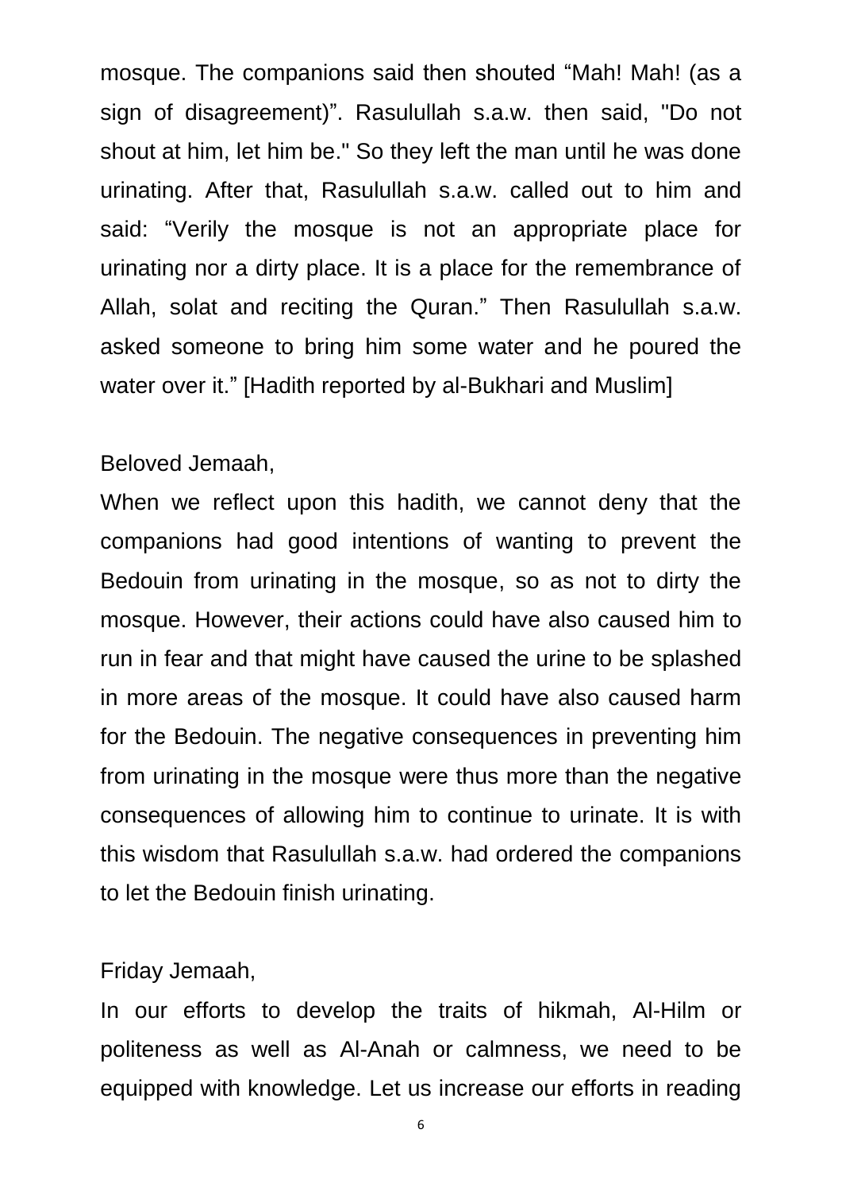mosque. The companions said then shouted “Mah! Mah! (as a sign of disagreement)”. Rasulullah s.a.w. then said, "Do not shout at him, let him be." So they left the man until he was done urinating. After that, Rasulullah s.a.w. called out to him and said: “Verily the mosque is not an appropriate place for urinating nor a dirty place. It is a place for the remembrance of Allah, solat and reciting the Quran.” Then Rasulullah s.a.w. asked someone to bring him some water and he poured the water over it.” [Hadith reported by al-Bukhari and Muslim]

Beloved Jemaah,

When we reflect upon this hadith, we cannot deny that the companions had good intentions of wanting to prevent the Bedouin from urinating in the mosque, so as not to dirty the mosque. However, their actions could have also caused him to run in fear and that might have caused the urine to be splashed in more areas of the mosque. It could have also caused harm for the Bedouin. The negative consequences in preventing him from urinating in the mosque were thus more than the negative consequences of allowing him to continue to urinate. It is with this wisdom that Rasulullah s.a.w. had ordered the companions to let the Bedouin finish urinating.

Friday Jemaah,

In our efforts to develop the traits of hikmah, Al-Hilm or politeness as well as Al-Anah or calmness, we need to be equipped with knowledge. Let us increase our efforts in reading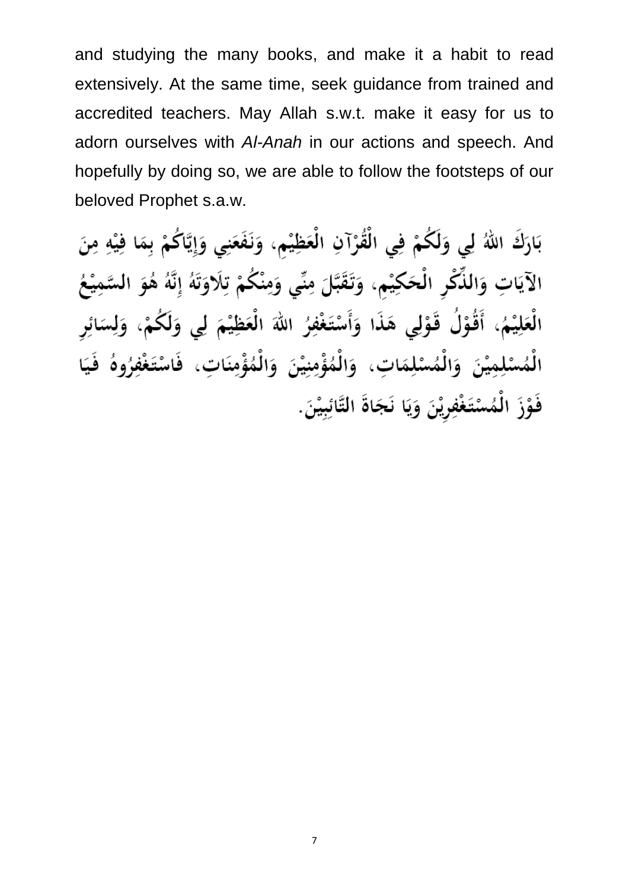and studying the many books, and make it a habit to read extensively. At the same time, seek guidance from trained and accredited teachers. May Allah s.w.t. make it easy for us to adorn ourselves with *Al-Anah* in our actions and speech. And hopefully by doing so, we are able to follow the footsteps of our beloved Prophet s.a.w.

بَارَكَ اللهُ لِي وَلَكُمْ فِي الْقُرْآنِ الْعَظِيْمِ، وَنَفَعَنِي وَإِيَّاكُمْ بِمَا فِيْهِ مِنَ الآيَاتِ وَالذِّكْرِ الْحَكِيْمِ، وَتَقَبَّلَ مِنِّي وَمِنْكُمْ تِلَاوَتَهُ إِنَّهُ هُوَ السَّمِيْعُ الْعَلِيْمُ، أَقُوْلُ قَوْلِي هَذَا وَأَسْتَغْفِرُ اللهَ الْعَظِيْمَ لِي وَلَكُمْ، وَلِسَائِرِ الْمُسْلِمِيْنَ وَالْمُسْلِمَاتِ، وَالْمُؤْمِنِيْنَ وَالْمُؤْمِنَاتِ، فَاسْتَغْفِرُوهُ فَيَا فَوْزَ الْمُسْتَغْفِرِيْنَ وَيَا نَجَاةَ التَّائِبِيْنَ.